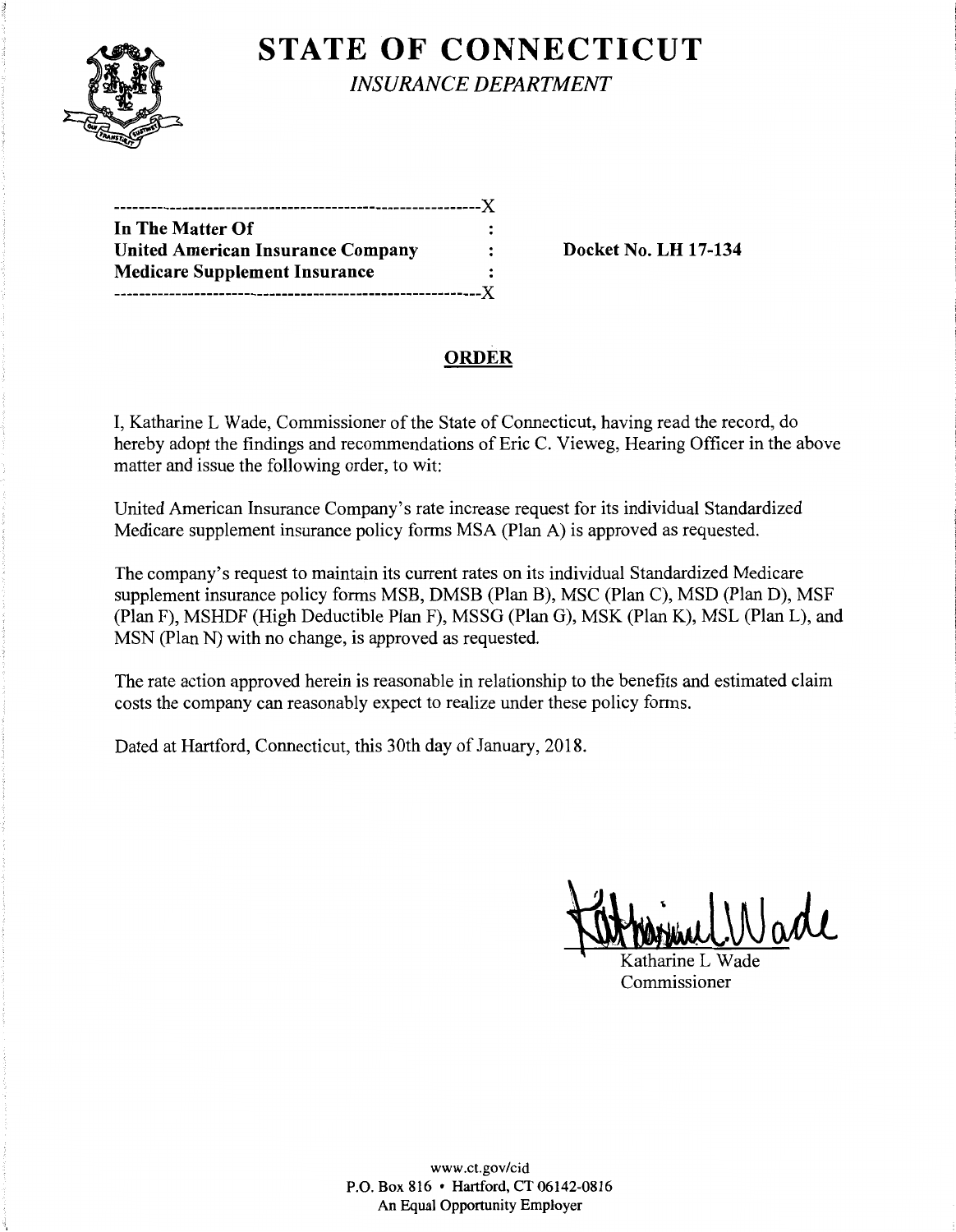# STATE OF CONNECTICUT

*INSURANCE DEPARTMENT*

| In The Matter Of | : | |
|---|---|---|
| **United American Insurance Company** | : | **Docket No. LH 17-134** |
| **Medicare Supplement Insurance** | : | |

## ORDER

I, Katharine L Wade, Commissioner of the State of Connecticut, having read the record, do hereby adopt the findings and recommendations of Eric C. Vieweg, Hearing Officer in the above matter and issue the following order, to wit:

United American Insurance Company's rate increase request for its individual Standardized Medicare supplement insurance policy forms MSA (Plan A) is approved as requested.

The company's request to maintain its current rates on its individual Standardized Medicare supplement insurance policy forms MSB, DMSB (Plan B), MSC (Plan C), MSD (Plan D), MSF (Plan F), MSHDF (High Deductible Plan F), MSSG (Plan G), MSK (Plan K), MSL (Plan L), and MSN (Plan N) with no change, is approved as requested.

The rate action approved herein is reasonable in relationship to the benefits and estimated claim costs the company can reasonably expect to realize under these policy forms.

Dated at Hartford, Connecticut, this 30th day of January, 2018.

Katharine L Wade
Commissioner

www.ct.gov/cid
P.O. Box 816 • Hartford, CT 06142-0816
An Equal Opportunity Employer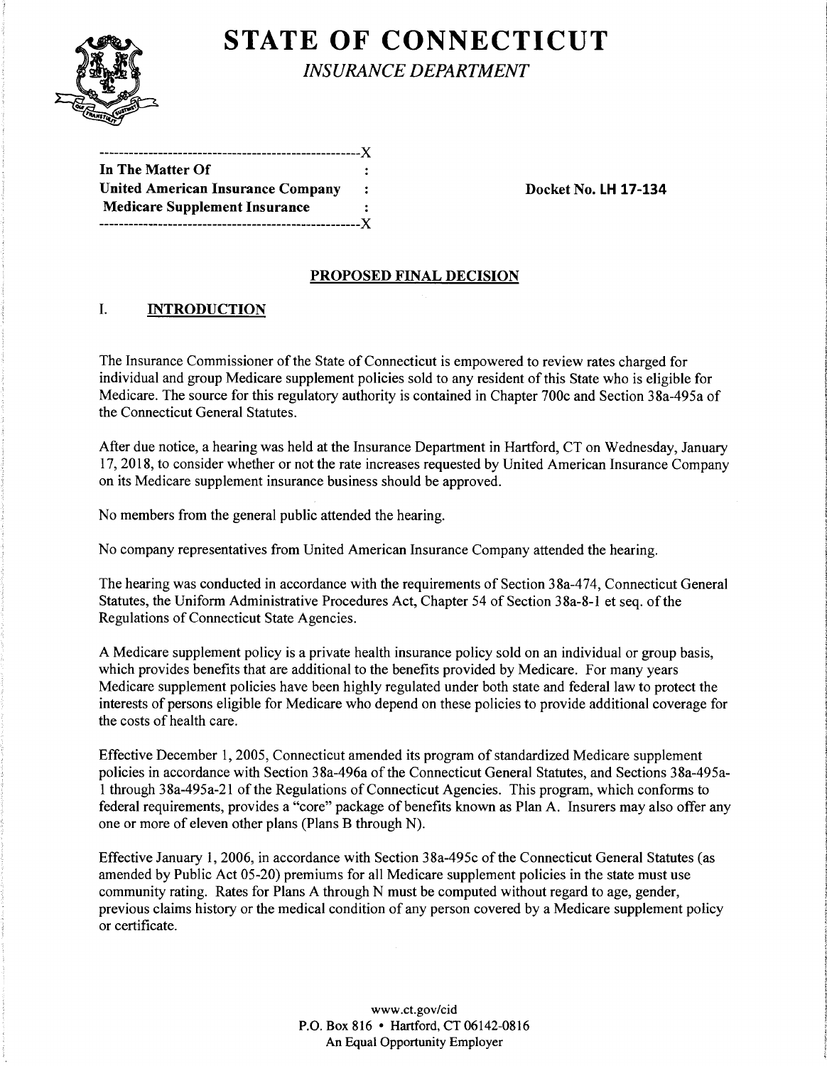# STATE OF CONNECTICUT

*INSURANCE DEPARTMENT*

```
----------------------------------------------------X
In The Matter Of                                  :
United American Insurance Company                 :
Medicare Supplement Insurance                     :
----------------------------------------------------X
```

**In The Matter Of**
**United American Insurance Company**
**Medicare Supplement Insurance**

**Docket No. LH 17-134**

## PROPOSED FINAL DECISION

### I. INTRODUCTION

The Insurance Commissioner of the State of Connecticut is empowered to review rates charged for individual and group Medicare supplement policies sold to any resident of this State who is eligible for Medicare. The source for this regulatory authority is contained in Chapter 700c and Section 38a-495a of the Connecticut General Statutes.

After due notice, a hearing was held at the Insurance Department in Hartford, CT on Wednesday, January 17, 2018, to consider whether or not the rate increases requested by United American Insurance Company on its Medicare supplement insurance business should be approved.

No members from the general public attended the hearing.

No company representatives from United American Insurance Company attended the hearing.

The hearing was conducted in accordance with the requirements of Section 38a-474, Connecticut General Statutes, the Uniform Administrative Procedures Act, Chapter 54 of Section 38a-8-1 et seq. of the Regulations of Connecticut State Agencies.

A Medicare supplement policy is a private health insurance policy sold on an individual or group basis, which provides benefits that are additional to the benefits provided by Medicare. For many years Medicare supplement policies have been highly regulated under both state and federal law to protect the interests of persons eligible for Medicare who depend on these policies to provide additional coverage for the costs of health care.

Effective December 1, 2005, Connecticut amended its program of standardized Medicare supplement policies in accordance with Section 38a-496a of the Connecticut General Statutes, and Sections 38a-495a-1 through 38a-495a-21 of the Regulations of Connecticut Agencies. This program, which conforms to federal requirements, provides a "core" package of benefits known as Plan A. Insurers may also offer any one or more of eleven other plans (Plans B through N).

Effective January 1, 2006, in accordance with Section 38a-495c of the Connecticut General Statutes (as amended by Public Act 05-20) premiums for all Medicare supplement policies in the state must use community rating. Rates for Plans A through N must be computed without regard to age, gender, previous claims history or the medical condition of any person covered by a Medicare supplement policy or certificate.

www.ct.gov/cid
P.O. Box 816 • Hartford, CT 06142-0816
An Equal Opportunity Employer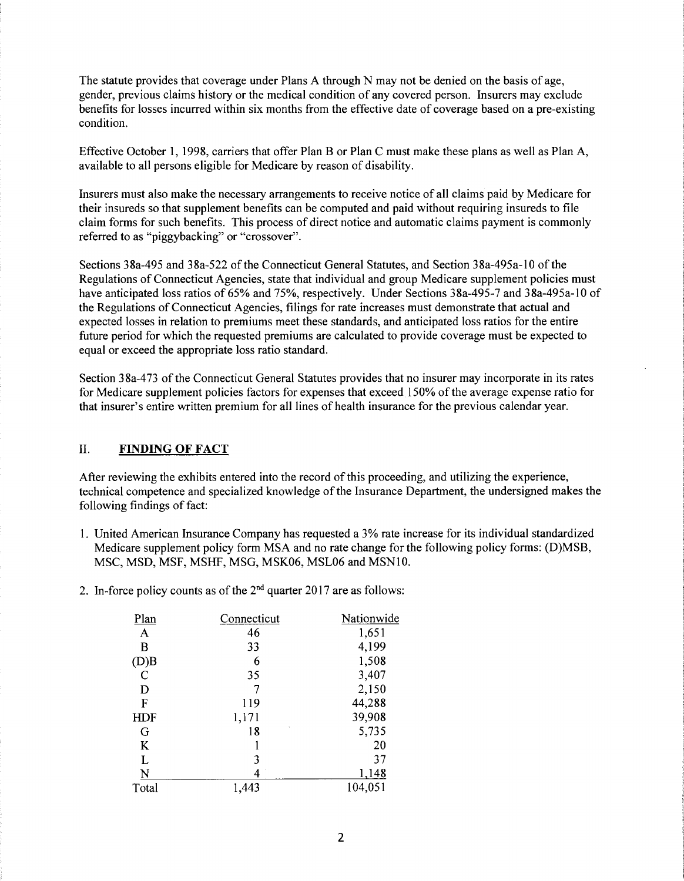The statute provides that coverage under Plans A through N may not be denied on the basis of age, gender, previous claims history or the medical condition of any covered person. Insurers may exclude benefits for losses incurred within six months from the effective date of coverage based on a pre-existing condition.

Effective October 1, 1998, carriers that offer Plan B or Plan C must make these plans as well as Plan A, available to all persons eligible for Medicare by reason of disability.

Insurers must also make the necessary arrangements to receive notice of all claims paid by Medicare for their insureds so that supplement benefits can be computed and paid without requiring insureds to file claim forms for such benefits. This process of direct notice and automatic claims payment is commonly referred to as "piggybacking" or "crossover".

Sections 38a-495 and 38a-522 of the Connecticut General Statutes, and Section 38a-495a-10 of the Regulations of Connecticut Agencies, state that individual and group Medicare supplement policies must have anticipated loss ratios of 65% and 75%, respectively. Under Sections 38a-495-7 and 38a-495a-10 of the Regulations of Connecticut Agencies, filings for rate increases must demonstrate that actual and expected losses in relation to premiums meet these standards, and anticipated loss ratios for the entire future period for which the requested premiums are calculated to provide coverage must be expected to equal or exceed the appropriate loss ratio standard.

Section 38a-473 of the Connecticut General Statutes provides that no insurer may incorporate in its rates for Medicare supplement policies factors for expenses that exceed 150% of the average expense ratio for that insurer's entire written premium for all lines of health insurance for the previous calendar year.

## II. **FINDING OF FACT**

After reviewing the exhibits entered into the record of this proceeding, and utilizing the experience, technical competence and specialized knowledge of the Insurance Department, the undersigned makes the following findings of fact:

1. United American Insurance Company has requested a 3% rate increase for its individual standardized Medicare supplement policy form MSA and no rate change for the following policy forms: (D)MSB, MSC, MSD, MSF, MSHF, MSG, MSK06, MSL06 and MSN10.

2. In-force policy counts as of the 2nd quarter 2017 are as follows:

| Plan | Connecticut | Nationwide |
|---|---|---|
| A | 46 | 1,651 |
| B | 33 | 4,199 |
| (D)B | 6 | 1,508 |
| C | 35 | 3,407 |
| D | 7 | 2,150 |
| F | 119 | 44,288 |
| HDF | 1,171 | 39,908 |
| G | 18 | 5,735 |
| K | 1 | 20 |
| L | 3 | 37 |
| N | 4 | 1,148 |
| Total | 1,443 | 104,051 |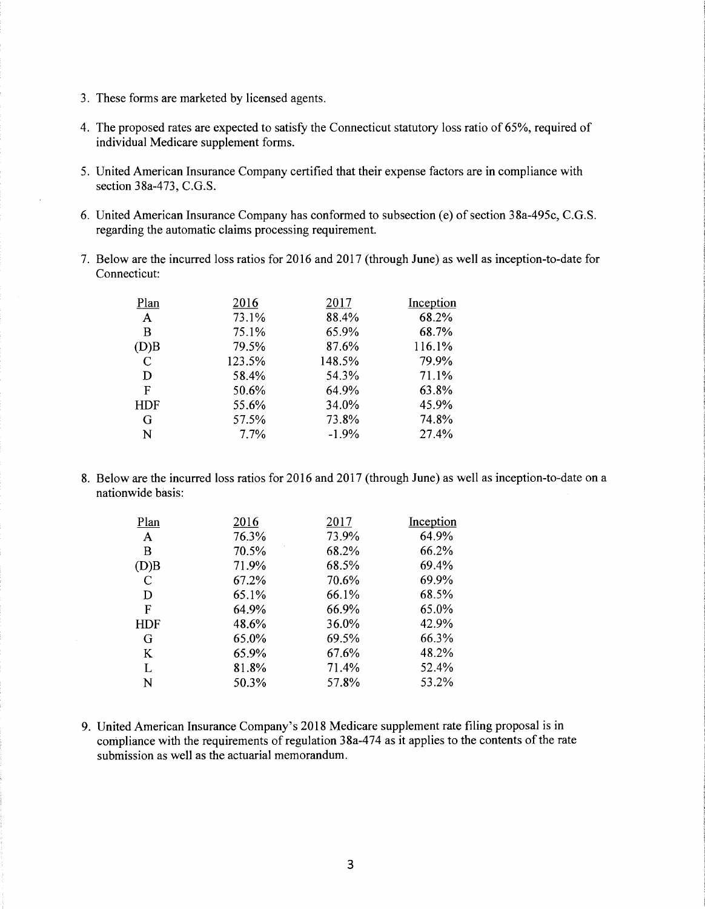3. These forms are marketed by licensed agents.

4. The proposed rates are expected to satisfy the Connecticut statutory loss ratio of 65%, required of individual Medicare supplement forms.

5. United American Insurance Company certified that their expense factors are in compliance with section 38a-473, C.G.S.

6. United American Insurance Company has conformed to subsection (e) of section 38a-495c, C.G.S. regarding the automatic claims processing requirement.

7. Below are the incurred loss ratios for 2016 and 2017 (through June) as well as inception-to-date for Connecticut:

| Plan | 2016 | 2017 | Inception |
|---|---|---|---|
| A | 73.1% | 88.4% | 68.2% |
| B | 75.1% | 65.9% | 68.7% |
| (D)B | 79.5% | 87.6% | 116.1% |
| C | 123.5% | 148.5% | 79.9% |
| D | 58.4% | 54.3% | 71.1% |
| F | 50.6% | 64.9% | 63.8% |
| HDF | 55.6% | 34.0% | 45.9% |
| G | 57.5% | 73.8% | 74.8% |
| N | 7.7% | -1.9% | 27.4% |

8. Below are the incurred loss ratios for 2016 and 2017 (through June) as well as inception-to-date on a nationwide basis:

| Plan | 2016 | 2017 | Inception |
|---|---|---|---|
| A | 76.3% | 73.9% | 64.9% |
| B | 70.5% | 68.2% | 66.2% |
| (D)B | 71.9% | 68.5% | 69.4% |
| C | 67.2% | 70.6% | 69.9% |
| D | 65.1% | 66.1% | 68.5% |
| F | 64.9% | 66.9% | 65.0% |
| HDF | 48.6% | 36.0% | 42.9% |
| G | 65.0% | 69.5% | 66.3% |
| K | 65.9% | 67.6% | 48.2% |
| L | 81.8% | 71.4% | 52.4% |
| N | 50.3% | 57.8% | 53.2% |

9. United American Insurance Company's 2018 Medicare supplement rate filing proposal is in compliance with the requirements of regulation 38a-474 as it applies to the contents of the rate submission as well as the actuarial memorandum.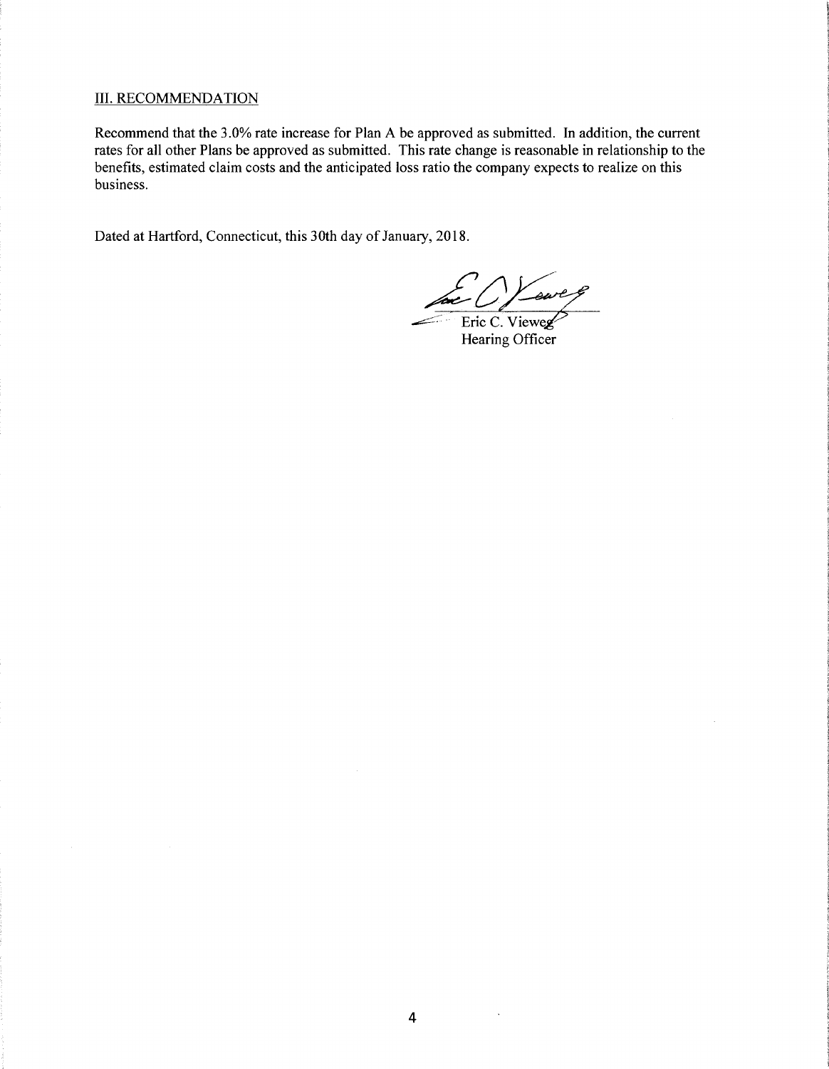## III. RECOMMENDATION

Recommend that the 3.0% rate increase for Plan A be approved as submitted. In addition, the current rates for all other Plans be approved as submitted. This rate change is reasonable in relationship to the benefits, estimated claim costs and the anticipated loss ratio the company expects to realize on this business.

Dated at Hartford, Connecticut, this 30th day of January, 2018.

Eric C. Vieweg
Hearing Officer